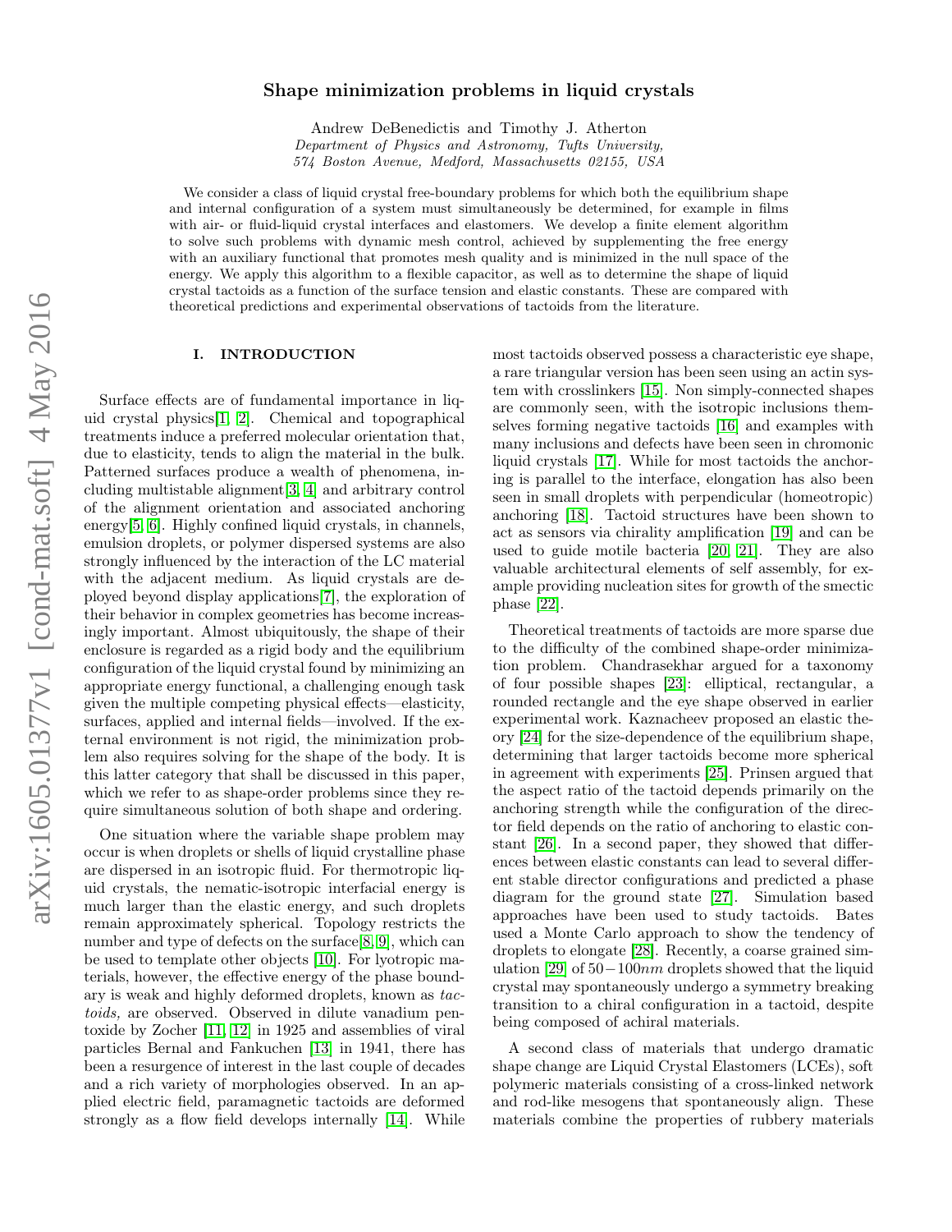# Shape minimization problems in liquid crystals

Andrew DeBenedictis and Timothy J. Atherton

*Department of Physics and Astronomy, Tufts University, 574 Boston Avenue, Medford, Massachusetts 02155, USA*

We consider a class of liquid crystal free-boundary problems for which both the equilibrium shape and internal configuration of a system must simultaneously be determined, for example in films with air- or fluid-liquid crystal interfaces and elastomers. We develop a finite element algorithm to solve such problems with dynamic mesh control, achieved by supplementing the free energy with an auxiliary functional that promotes mesh quality and is minimized in the null space of the energy. We apply this algorithm to a flexible capacitor, as well as to determine the shape of liquid crystal tactoids as a function of the surface tension and elastic constants. These are compared with theoretical predictions and experimental observations of tactoids from the literature.

## I. INTRODUCTION

Surface effects are of fundamental importance in liquid crystal physics[1, 2]. Chemical and topographical treatments induce a preferred molecular orientation that, due to elasticity, tends to align the material in the bulk. Patterned surfaces produce a wealth of phenomena, including multistable alignment[3, 4] and arbitrary control of the alignment orientation and associated anchoring energy[5, 6]. Highly confined liquid crystals, in channels, emulsion droplets, or polymer dispersed systems are also strongly influenced by the interaction of the LC material with the adjacent medium. As liquid crystals are deployed beyond display applications[7], the exploration of their behavior in complex geometries has become increasingly important. Almost ubiquitously, the shape of their enclosure is regarded as a rigid body and the equilibrium configuration of the liquid crystal found by minimizing an appropriate energy functional, a challenging enough task given the multiple competing physical effects—elasticity, surfaces, applied and internal fields—involved. If the external environment is not rigid, the minimization problem also requires solving for the shape of the body. It is this latter category that shall be discussed in this paper, which we refer to as shape-order problems since they require simultaneous solution of both shape and ordering.

One situation where the variable shape problem may occur is when droplets or shells of liquid crystalline phase are dispersed in an isotropic fluid. For thermotropic liquid crystals, the nematic-isotropic interfacial energy is much larger than the elastic energy, and such droplets remain approximately spherical. Topology restricts the number and type of defects on the surface[8, 9], which can be used to template other objects [10]. For lyotropic materials, however, the effective energy of the phase boundary is weak and highly deformed droplets, known as *tactoids,* are observed. Observed in dilute vanadium pentoxide by Zocher [11, 12] in 1925 and assemblies of viral particles Bernal and Fankuchen [13] in 1941, there has been a resurgence of interest in the last couple of decades and a rich variety of morphologies observed. In an applied electric field, paramagnetic tactoids are deformed strongly as a flow field develops internally [14]. While most tactoids observed possess a characteristic eye shape, a rare triangular version has been seen using an actin system with crosslinkers [15]. Non simply-connected shapes are commonly seen, with the isotropic inclusions themselves forming negative tactoids [16] and examples with many inclusions and defects have been seen in chromonic liquid crystals [17]. While for most tactoids the anchoring is parallel to the interface, elongation has also been seen in small droplets with perpendicular (homeotropic) anchoring [18]. Tactoid structures have been shown to act as sensors via chirality amplification [19] and can be used to guide motile bacteria [20, 21]. They are also valuable architectural elements of self assembly, for example providing nucleation sites for growth of the smectic phase [22].

Theoretical treatments of tactoids are more sparse due to the difficulty of the combined shape-order minimization problem. Chandrasekhar argued for a taxonomy of four possible shapes [23]: elliptical, rectangular, a rounded rectangle and the eye shape observed in earlier experimental work. Kaznacheev proposed an elastic theory [24] for the size-dependence of the equilibrium shape, determining that larger tactoids become more spherical in agreement with experiments [25]. Prinsen argued that the aspect ratio of the tactoid depends primarily on the anchoring strength while the configuration of the director field depends on the ratio of anchoring to elastic constant [26]. In a second paper, they showed that differences between elastic constants can lead to several different stable director configurations and predicted a phase diagram for the ground state [27]. Simulation based approaches have been used to study tactoids. Bates used a Monte Carlo approach to show the tendency of droplets to elongate [28]. Recently, a coarse grained simulation [29] of $50-100nm$ droplets showed that the liquid crystal may spontaneously undergo a symmetry breaking transition to a chiral configuration in a tactoid, despite being composed of achiral materials.

A second class of materials that undergo dramatic shape change are Liquid Crystal Elastomers (LCEs), soft polymeric materials consisting of a cross-linked network and rod-like mesogens that spontaneously align. These materials combine the properties of rubbery materials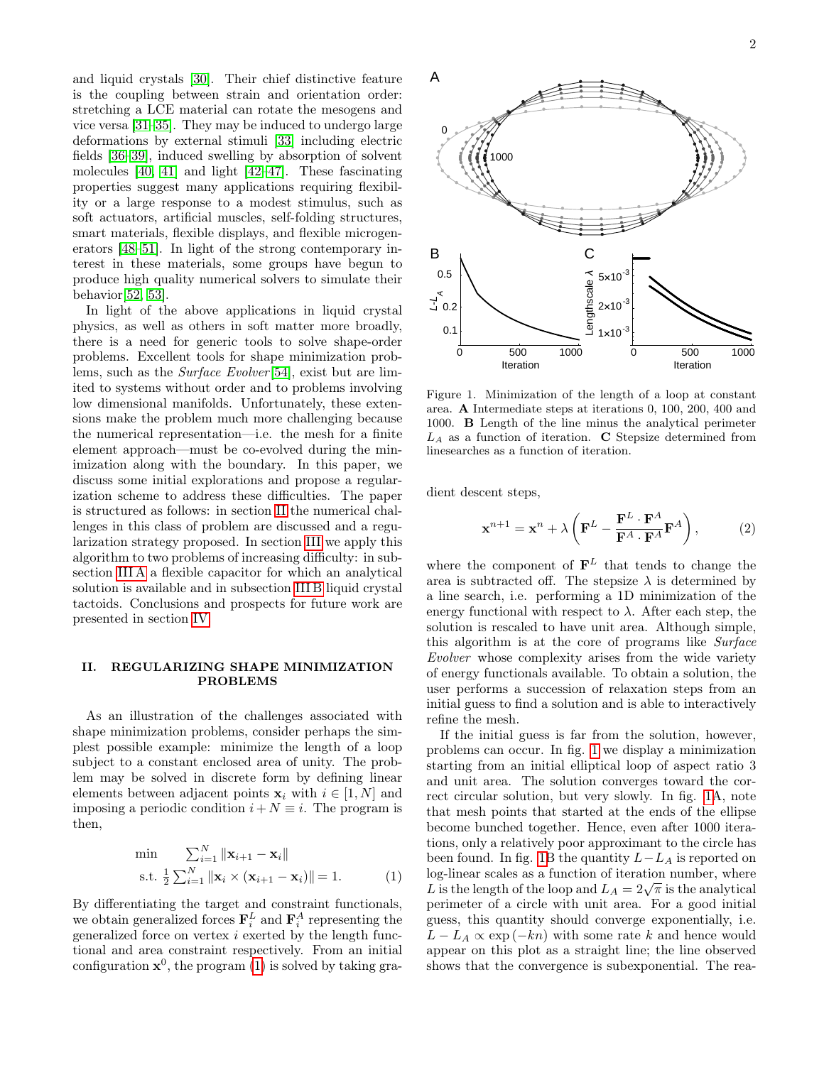and liquid crystals [30]. Their chief distinctive feature is the coupling between strain and orientation order: stretching a LCE material can rotate the mesogens and vice versa [31–35]. They may be induced to undergo large deformations by external stimuli [33] including electric fields [36–39], induced swelling by absorption of solvent molecules [40, 41] and light [42–47]. These fascinating properties suggest many applications requiring flexibility or a large response to a modest stimulus, such as soft actuators, artificial muscles, self-folding structures, smart materials, flexible displays, and flexible microgenerators [48–51]. In light of the strong contemporary interest in these materials, some groups have begun to produce high quality numerical solvers to simulate their behavior[52, 53].

In light of the above applications in liquid crystal physics, as well as others in soft matter more broadly, there is a need for generic tools to solve shape-order problems. Excellent tools for shape minimization problems, such as the *Surface Evolver*[54], exist but are limited to systems without order and to problems involving low dimensional manifolds. Unfortunately, these extensions make the problem much more challenging because the numerical representation—i.e. the mesh for a finite element approach—must be co-evolved during the minimization along with the boundary. In this paper, we discuss some initial explorations and propose a regularization scheme to address these difficulties. The paper is structured as follows: in section II the numerical challenges in this class of problem are discussed and a regularization strategy proposed. In section III we apply this algorithm to two problems of increasing difficulty: in subsection III A a flexible capacitor for which an analytical solution is available and in subsection III B liquid crystal tactoids. Conclusions and prospects for future work are presented in section IV.

## II. REGULARIZING SHAPE MINIMIZATION PROBLEMS

As an illustration of the challenges associated with shape minimization problems, consider perhaps the simplest possible example: minimize the length of a loop subject to a constant enclosed area of unity. The problem may be solved in discrete form by defining linear elements between adjacent points $\mathbf{x}_i$ with $i \in [1, N]$ and imposing a periodic condition $i + N \equiv i$. The program is then,

$$\begin{aligned} \min \quad & \sum_{i=1}^{N} \|\mathbf{x}_{i+1} - \mathbf{x}_i\| \\ \text{s.t.} \ & \tfrac{1}{2}\sum_{i=1}^{N} \|\mathbf{x}_i \times (\mathbf{x}_{i+1} - \mathbf{x}_i)\| = 1. \end{aligned} \tag{1}$$

By differentiating the target and constraint functionals, we obtain generalized forces $\mathbf{F}_i^L$ and $\mathbf{F}_i^A$ representing the generalized force on vertex $i$ exerted by the length functional and area constraint respectively. From an initial configuration $\mathbf{x}^0$, the program (1) is solved by taking gradient descent steps,

$$\mathbf{x}^{n+1} = \mathbf{x}^n + \lambda \left( \mathbf{F}^L - \frac{\mathbf{F}^L \cdot \mathbf{F}^A}{\mathbf{F}^A \cdot \mathbf{F}^A} \mathbf{F}^A \right), \tag{2}$$

where the component of $\mathbf{F}^L$ that tends to change the area is subtracted off. The stepsize $\lambda$ is determined by a line search, i.e. performing a 1D minimization of the energy functional with respect to $\lambda$. After each step, the solution is rescaled to have unit area. Although simple, this algorithm is at the core of programs like *Surface Evolver* whose complexity arises from the wide variety of energy functionals available. To obtain a solution, the user performs a succession of relaxation steps from an initial guess to find a solution and is able to interactively refine the mesh.

Figure 1. Minimization of the length of a loop at constant area. **A** Intermediate steps at iterations 0, 100, 200, 400 and 1000. **B** Length of the line minus the analytical perimeter $L_A$ as a function of iteration. **C** Stepsize determined from linesearches as a function of iteration.

If the initial guess is far from the solution, however, problems can occur. In fig. 1 we display a minimization starting from an initial elliptical loop of aspect ratio 3 and unit area. The solution converges toward the correct circular solution, but very slowly. In fig. 1A, note that mesh points that started at the ends of the ellipse become bunched together. Hence, even after 1000 iterations, only a relatively poor approximant to the circle has been found. In fig. 1B the quantity $L - L_A$ is reported on log-linear scales as a function of iteration number, where $L$ is the length of the loop and $L_A = 2\sqrt{\pi}$ is the analytical perimeter of a circle with unit area. For a good initial guess, this quantity should converge exponentially, i.e. $L - L_A \propto \exp(-kn)$ with some rate $k$ and hence would appear on this plot as a straight line; the line observed shows that the convergence is subexponential. The rea-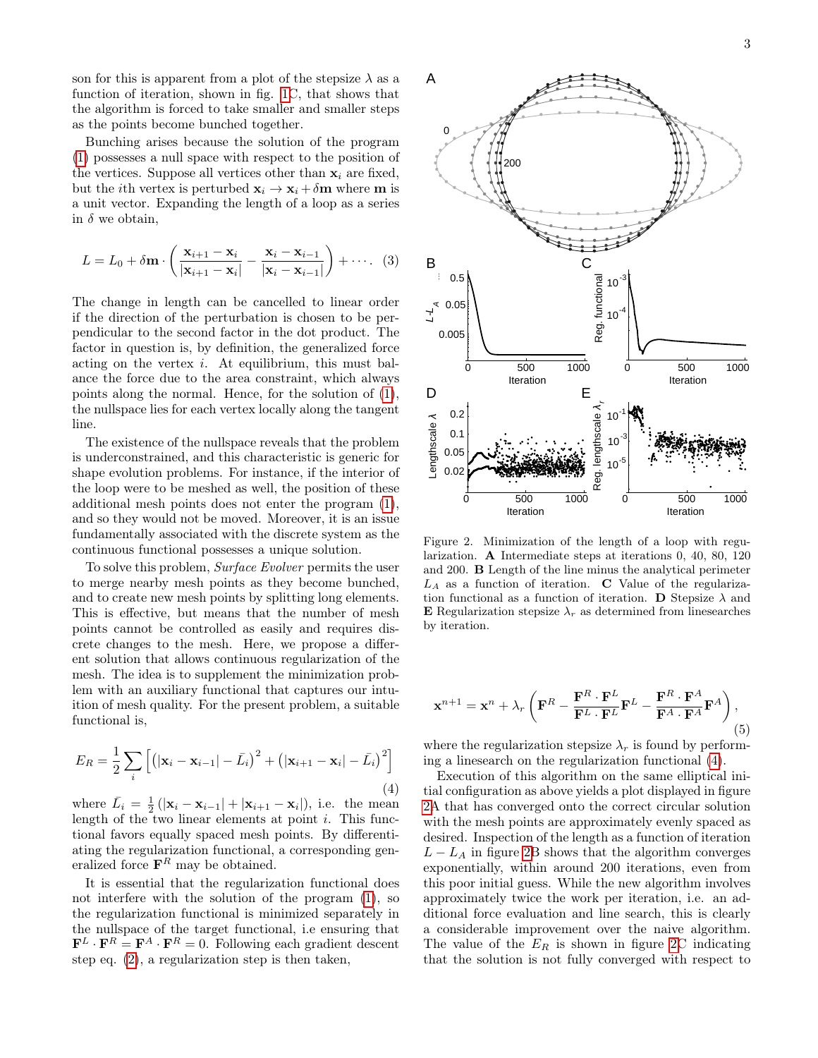son for this is apparent from a plot of the stepsize $\lambda$ as a function of iteration, shown in fig. 1C, that shows that the algorithm is forced to take smaller and smaller steps as the points become bunched together.

Bunching arises because the solution of the program (1) possesses a null space with respect to the position of the vertices. Suppose all vertices other than $\mathbf{x}_i$ are fixed, but the $i$th vertex is perturbed $\mathbf{x}_i \to \mathbf{x}_i + \delta \mathbf{m}$ where $\mathbf{m}$ is a unit vector. Expanding the length of a loop as a series in $\delta$ we obtain,

$$L = L_0 + \delta \mathbf{m} \cdot \left( \frac{\mathbf{x}_{i+1} - \mathbf{x}_i}{|\mathbf{x}_{i+1} - \mathbf{x}_i|} - \frac{\mathbf{x}_i - \mathbf{x}_{i-1}}{|\mathbf{x}_i - \mathbf{x}_{i-1}|} \right) + \cdots. \quad (3)$$

The change in length can be cancelled to linear order if the direction of the perturbation is chosen to be perpendicular to the second factor in the dot product. The factor in question is, by definition, the generalized force acting on the vertex $i$. At equilibrium, this must balance the force due to the area constraint, which always points along the normal. Hence, for the solution of (1), the nullspace lies for each vertex locally along the tangent line.

The existence of the nullspace reveals that the problem is underconstrained, and this characteristic is generic for shape evolution problems. For instance, if the interior of the loop were to be meshed as well, the position of these additional mesh points does not enter the program (1), and so they would not be moved. Moreover, it is an issue fundamentally associated with the discrete system as the continuous functional possesses a unique solution.

To solve this problem, *Surface Evolver* permits the user to merge nearby mesh points as they become bunched, and to create new mesh points by splitting long elements. This is effective, but means that the number of mesh points cannot be controlled as easily and requires discrete changes to the mesh. Here, we propose a different solution that allows continuous regularization of the mesh. The idea is to supplement the minimization problem with an auxiliary functional that captures our intuition of mesh quality. For the present problem, a suitable functional is,

$$E_R = \frac{1}{2} \sum_i \left[ \left( |\mathbf{x}_i - \mathbf{x}_{i-1}| - \bar{L}_i \right)^2 + \left( |\mathbf{x}_{i+1} - \mathbf{x}_i| - \bar{L}_i \right)^2 \right] \quad (4)$$

where $\bar{L}_i = \frac{1}{2} \left( |\mathbf{x}_i - \mathbf{x}_{i-1}| + |\mathbf{x}_{i+1} - \mathbf{x}_i| \right)$, i.e. the mean length of the two linear elements at point $i$. This functional favors equally spaced mesh points. By differentiating the regularization functional, a corresponding generalized force $\mathbf{F}^R$ may be obtained.

It is essential that the regularization functional does not interfere with the solution of the program (1), so the regularization functional is minimized separately in the nullspace of the target functional, i.e ensuring that $\mathbf{F}^L \cdot \mathbf{F}^R = \mathbf{F}^A \cdot \mathbf{F}^R = 0$. Following each gradient descent step eq. (2), a regularization step is then taken,

$$\mathbf{x}^{n+1} = \mathbf{x}^n + \lambda_r \left( \mathbf{F}^R - \frac{\mathbf{F}^R \cdot \mathbf{F}^L}{\mathbf{F}^L \cdot \mathbf{F}^L} \mathbf{F}^L - \frac{\mathbf{F}^R \cdot \mathbf{F}^A}{\mathbf{F}^A \cdot \mathbf{F}^A} \mathbf{F}^A \right), \quad (5)$$

where the regularization stepsize $\lambda_r$ is found by performing a linesearch on the regularization functional (4).

Figure 2. Minimization of the length of a loop with regularization. **A** Intermediate steps at iterations 0, 40, 80, 120 and 200. **B** Length of the line minus the analytical perimeter $L_A$ as a function of iteration. **C** Value of the regularization functional as a function of iteration. **D** Stepsize $\lambda$ and **E** Regularization stepsize $\lambda_r$ as determined from linesearches by iteration.

Execution of this algorithm on the same elliptical initial configuration as above yields a plot displayed in figure 2A that has converged onto the correct circular solution with the mesh points are approximately evenly spaced as desired. Inspection of the length as a function of iteration $L - L_A$ in figure 2B shows that the algorithm converges exponentially, within around 200 iterations, even from this poor initial guess. While the new algorithm involves approximately twice the work per iteration, i.e. an additional force evaluation and line search, this is clearly a considerable improvement over the naive algorithm. The value of the $E_R$ is shown in figure 2C indicating that the solution is not fully converged with respect to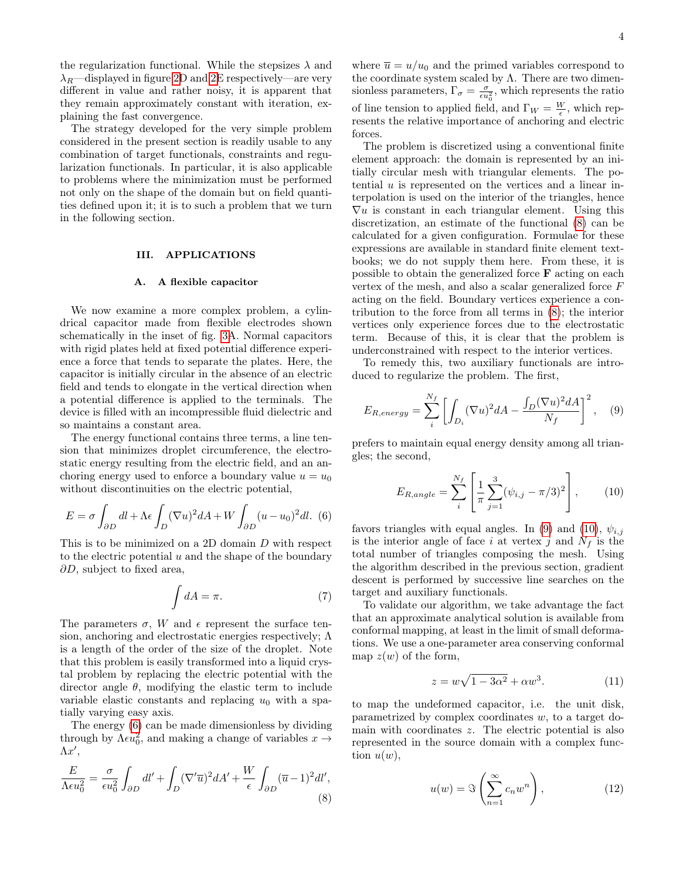the regularization functional. While the stepsizes $\lambda$ and $\lambda_R$—displayed in figure 2D and 2E respectively—are very different in value and rather noisy, it is apparent that they remain approximately constant with iteration, explaining the fast convergence.

The strategy developed for the very simple problem considered in the present section is readily usable to any combination of target functionals, constraints and regularization functionals. In particular, it is also applicable to problems where the minimization must be performed not only on the shape of the domain but on field quantities defined upon it; it is to such a problem that we turn in the following section.

## III. APPLICATIONS

### A. A flexible capacitor

We now examine a more complex problem, a cylindrical capacitor made from flexible electrodes shown schematically in the inset of fig. 3A. Normal capacitors with rigid plates held at fixed potential difference experience a force that tends to separate the plates. Here, the capacitor is initially circular in the absence of an electric field and tends to elongate in the vertical direction when a potential difference is applied to the terminals. The device is filled with an incompressible fluid dielectric and so maintains a constant area.

The energy functional contains three terms, a line tension that minimizes droplet circumference, the electrostatic energy resulting from the electric field, and an anchoring energy used to enforce a boundary value $u = u_0$ without discontinuities on the electric potential,

$$E = \sigma \int_{\partial D} dl + \Lambda \epsilon \int_D (\nabla u)^2 dA + W \int_{\partial D} (u - u_0)^2 dl. \quad (6)$$

This is to be minimized on a 2D domain $D$ with respect to the electric potential $u$ and the shape of the boundary $\partial D$, subject to fixed area,

$$\int dA = \pi. \quad (7)$$

The parameters $\sigma$, $W$ and $\epsilon$ represent the surface tension, anchoring and electrostatic energies respectively; $\Lambda$ is a length of the order of the size of the droplet. Note that this problem is easily transformed into a liquid crystal problem by replacing the electric potential with the director angle $\theta$, modifying the elastic term to include variable elastic constants and replacing $u_0$ with a spatially varying easy axis.

The energy (6) can be made dimensionless by dividing through by $\Lambda \epsilon u_0^2$, and making a change of variables $x \to \Lambda x'$,

$$\frac{E}{\Lambda \epsilon u_0^2} = \frac{\sigma}{\epsilon u_0^2} \int_{\partial D} dl' + \int_D (\nabla' \overline{u})^2 dA' + \frac{W}{\epsilon} \int_{\partial D} (\overline{u} - 1)^2 dl', \quad (8)$$

where $\overline{u} = u/u_0$ and the primed variables correspond to the coordinate system scaled by $\Lambda$. There are two dimensionless parameters, $\Gamma_\sigma = \frac{\sigma}{\epsilon u_0^2}$, which represents the ratio of line tension to applied field, and $\Gamma_W = \frac{W}{\epsilon}$, which represents the relative importance of anchoring and electric forces.

The problem is discretized using a conventional finite element approach: the domain is represented by an initially circular mesh with triangular elements. The potential $u$ is represented on the vertices and a linear interpolation is used on the interior of the triangles, hence $\nabla u$ is constant in each triangular element. Using this discretization, an estimate of the functional (8) can be calculated for a given configuration. Formulae for these expressions are available in standard finite element textbooks; we do not supply them here. From these, it is possible to obtain the generalized force $\mathbf{F}$ acting on each vertex of the mesh, and also a scalar generalized force $F$ acting on the field. Boundary vertices experience a contribution to the force from all terms in (8); the interior vertices only experience forces due to the electrostatic term. Because of this, it is clear that the problem is underconstrained with respect to the interior vertices.

To remedy this, two auxiliary functionals are introduced to regularize the problem. The first,

$$E_{R,energy} = \sum_i^{N_f} \left[ \int_{D_i} (\nabla u)^2 dA - \frac{\int_D (\nabla u)^2 dA}{N_f} \right]^2, \quad (9)$$

prefers to maintain equal energy density among all triangles; the second,

$$E_{R,angle} = \sum_i^{N_f} \left[ \frac{1}{\pi} \sum_{j=1}^{3} (\psi_{i,j} - \pi/3)^2 \right], \quad (10)$$

favors triangles with equal angles. In (9) and (10), $\psi_{i,j}$ is the interior angle of face $i$ at vertex $j$ and $N_f$ is the total number of triangles composing the mesh. Using the algorithm described in the previous section, gradient descent is performed by successive line searches on the target and auxiliary functionals.

To validate our algorithm, we take advantage the fact that an approximate analytical solution is available from conformal mapping, at least in the limit of small deformations. We use a one-parameter area conserving conformal map $z(w)$ of the form,

$$z = w\sqrt{1 - 3\alpha^2} + \alpha w^3. \quad (11)$$

to map the undeformed capacitor, i.e. the unit disk, parametrized by complex coordinates $w$, to a target domain with coordinates $z$. The electric potential is also represented in the source domain with a complex function $u(w)$,

$$u(w) = \Im \left( \sum_{n=1}^{\infty} c_n w^n \right), \quad (12)$$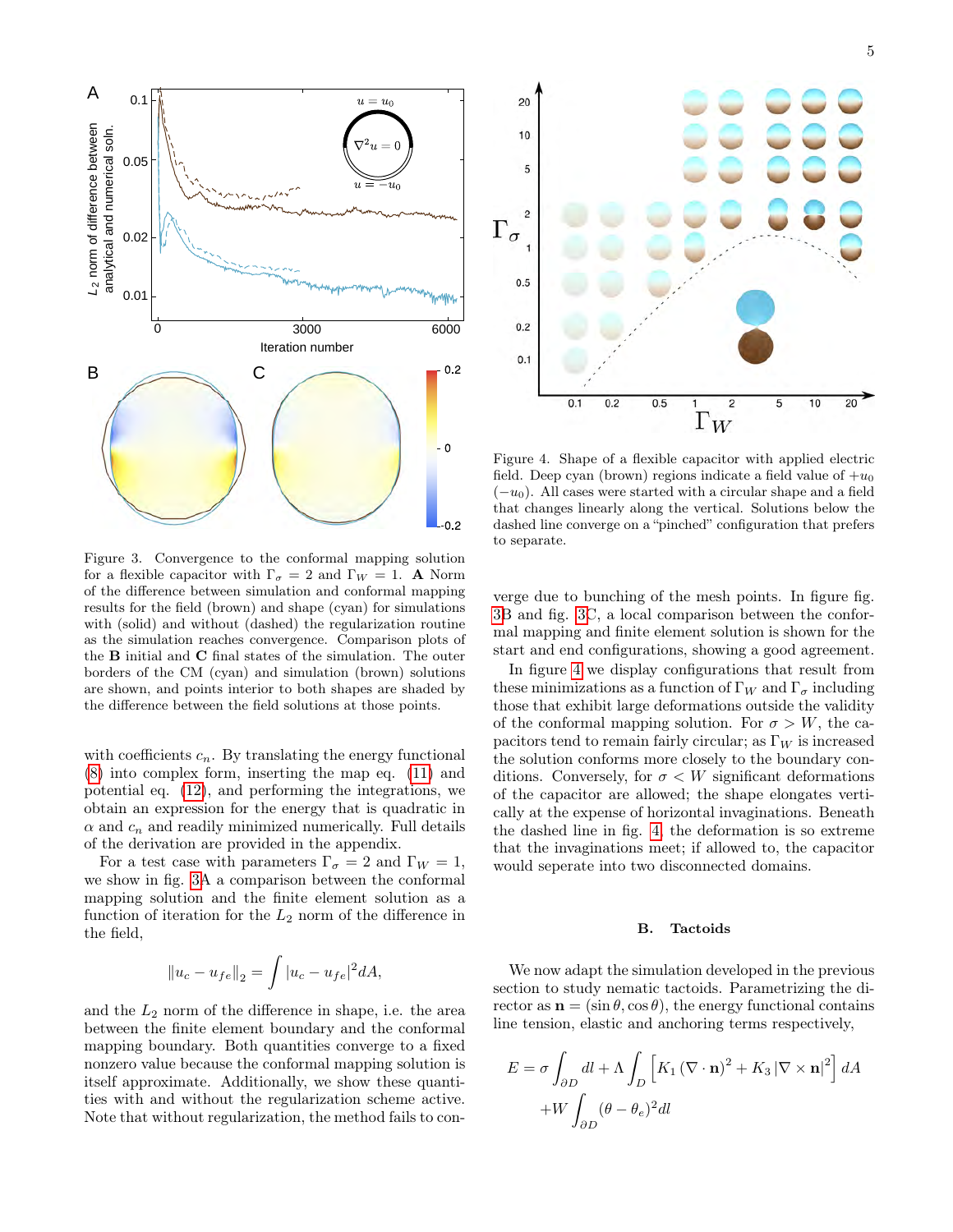Figure 3. Convergence to the conformal mapping solution for a flexible capacitor with $\Gamma_\sigma = 2$ and $\Gamma_W = 1$. **A** Norm of the difference between simulation and conformal mapping results for the field (brown) and shape (cyan) for simulations with (solid) and without (dashed) the regularization routine as the simulation reaches convergence. Comparison plots of the **B** initial and **C** final states of the simulation. The outer borders of the CM (cyan) and simulation (brown) solutions are shown, and points interior to both shapes are shaded by the difference between the field solutions at those points.

with coefficients $c_n$. By translating the energy functional (8) into complex form, inserting the map eq. (11) and potential eq. (12), and performing the integrations, we obtain an expression for the energy that is quadratic in $\alpha$ and $c_n$ and readily minimized numerically. Full details of the derivation are provided in the appendix.

For a test case with parameters $\Gamma_\sigma = 2$ and $\Gamma_W = 1$, we show in fig. 3A a comparison between the conformal mapping solution and the finite element solution as a function of iteration for the $L_2$ norm of the difference in the field,

$$\|u_c - u_{fe}\|_2 = \int |u_c - u_{fe}|^2 dA,$$

and the $L_2$ norm of the difference in shape, i.e. the area between the finite element boundary and the conformal mapping boundary. Both quantities converge to a fixed nonzero value because the conformal mapping solution is itself approximate. Additionally, we show these quantities with and without the regularization scheme active. Note that without regularization, the method fails to converge due to bunching of the mesh points. In figure fig. 3B and fig. 3C, a local comparison between the conformal mapping and finite element solution is shown for the start and end configurations, showing a good agreement.

Figure 4. Shape of a flexible capacitor with applied electric field. Deep cyan (brown) regions indicate a field value of $+u_0$ ($-u_0$). All cases were started with a circular shape and a field that changes linearly along the vertical. Solutions below the dashed line converge on a "pinched" configuration that prefers to separate.

In figure 4 we display configurations that result from these minimizations as a function of $\Gamma_W$ and $\Gamma_\sigma$ including those that exhibit large deformations outside the validity of the conformal mapping solution. For $\sigma > W$, the capacitors tend to remain fairly circular; as $\Gamma_W$ is increased the solution conforms more closely to the boundary conditions. Conversely, for $\sigma < W$ significant deformations of the capacitor are allowed; the shape elongates vertically at the expense of horizontal invaginations. Beneath the dashed line in fig. 4, the deformation is so extreme that the invaginations meet; if allowed to, the capacitor would seperate into two disconnected domains.

### B. Tactoids

We now adapt the simulation developed in the previous section to study nematic tactoids. Parametrizing the director as $\mathbf{n} = (\sin\theta, \cos\theta)$, the energy functional contains line tension, elastic and anchoring terms respectively,

$$E = \sigma \int_{\partial D} dl + \Lambda \int_D \left[ K_1 (\nabla \cdot \mathbf{n})^2 + K_3 |\nabla \times \mathbf{n}|^2 \right] dA$$
$$+ W \int_{\partial D} (\theta - \theta_e)^2 dl$$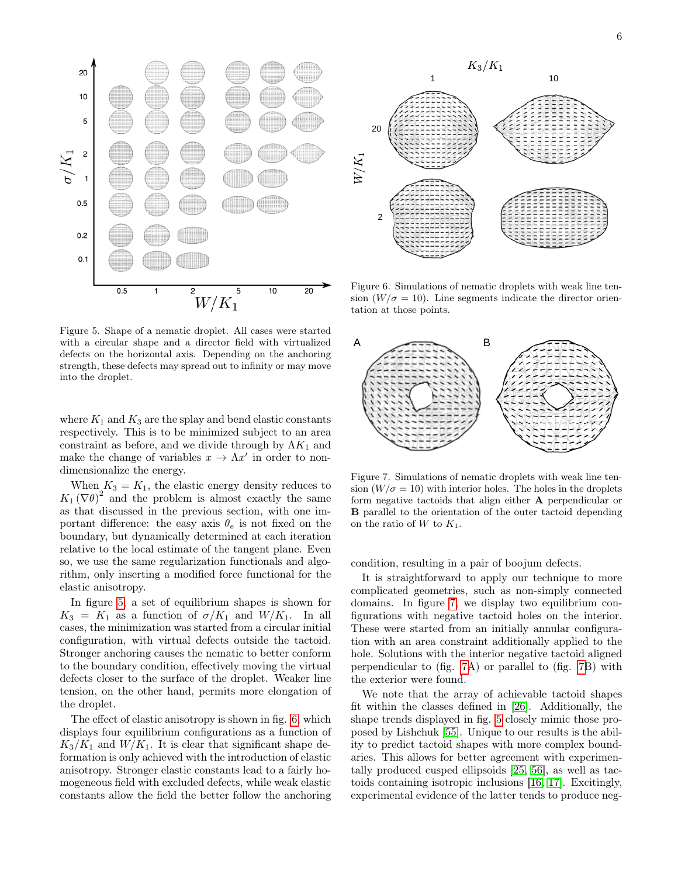Figure 5. Shape of a nematic droplet. All cases were started with a circular shape and a director field with virtualized defects on the horizontal axis. Depending on the anchoring strength, these defects may spread out to infinity or may move into the droplet.

where $K_1$ and $K_3$ are the splay and bend elastic constants respectively. This is to be minimized subject to an area constraint as before, and we divide through by $\Lambda K_1$ and make the change of variables $x \to \Lambda x'$ in order to non-dimensionalize the energy.

When $K_3 = K_1$, the elastic energy density reduces to $K_1 (\nabla\theta)^2$ and the problem is almost exactly the same as that discussed in the previous section, with one important difference: the easy axis $\theta_e$ is not fixed on the boundary, but dynamically determined at each iteration relative to the local estimate of the tangent plane. Even so, we use the same regularization functionals and algorithm, only inserting a modified force functional for the elastic anisotropy.

In figure 5, a set of equilibrium shapes is shown for $K_3 = K_1$ as a function of $\sigma/K_1$ and $W/K_1$. In all cases, the minimization was started from a circular initial configuration, with virtual defects outside the tactoid. Stronger anchoring causes the nematic to better conform to the boundary condition, effectively moving the virtual defects closer to the surface of the droplet. Weaker line tension, on the other hand, permits more elongation of the droplet.

The effect of elastic anisotropy is shown in fig. 6, which displays four equilibrium configurations as a function of $K_3/K_1$ and $W/K_1$. It is clear that significant shape deformation is only achieved with the introduction of elastic anisotropy. Stronger elastic constants lead to a fairly homogeneous field with excluded defects, while weak elastic constants allow the field the better follow the anchoring condition, resulting in a pair of boojum defects.

Figure 6. Simulations of nematic droplets with weak line tension ($W/\sigma = 10$). Line segments indicate the director orientation at those points.

Figure 7. Simulations of nematic droplets with weak line tension ($W/\sigma = 10$) with interior holes. The holes in the droplets form negative tactoids that align either **A** perpendicular or **B** parallel to the orientation of the outer tactoid depending on the ratio of $W$ to $K_1$.

It is straightforward to apply our technique to more complicated geometries, such as non-simply connected domains. In figure 7, we display two equilibrium configurations with negative tactoid holes on the interior. These were started from an initially annular configuration with an area constraint additionally applied to the hole. Solutions with the interior negative tactoid aligned perpendicular to (fig. 7A) or parallel to (fig. 7B) with the exterior were found.

We note that the array of achievable tactoid shapes fit within the classes defined in [26]. Additionally, the shape trends displayed in fig. 5 closely mimic those proposed by Lishchuk [55]. Unique to our results is the ability to predict tactoid shapes with more complex boundaries. This allows for better agreement with experimentally produced cusped ellipsoids [25, 56], as well as tactoids containing isotropic inclusions [16, 17]. Excitingly, experimental evidence of the latter tends to produce neg-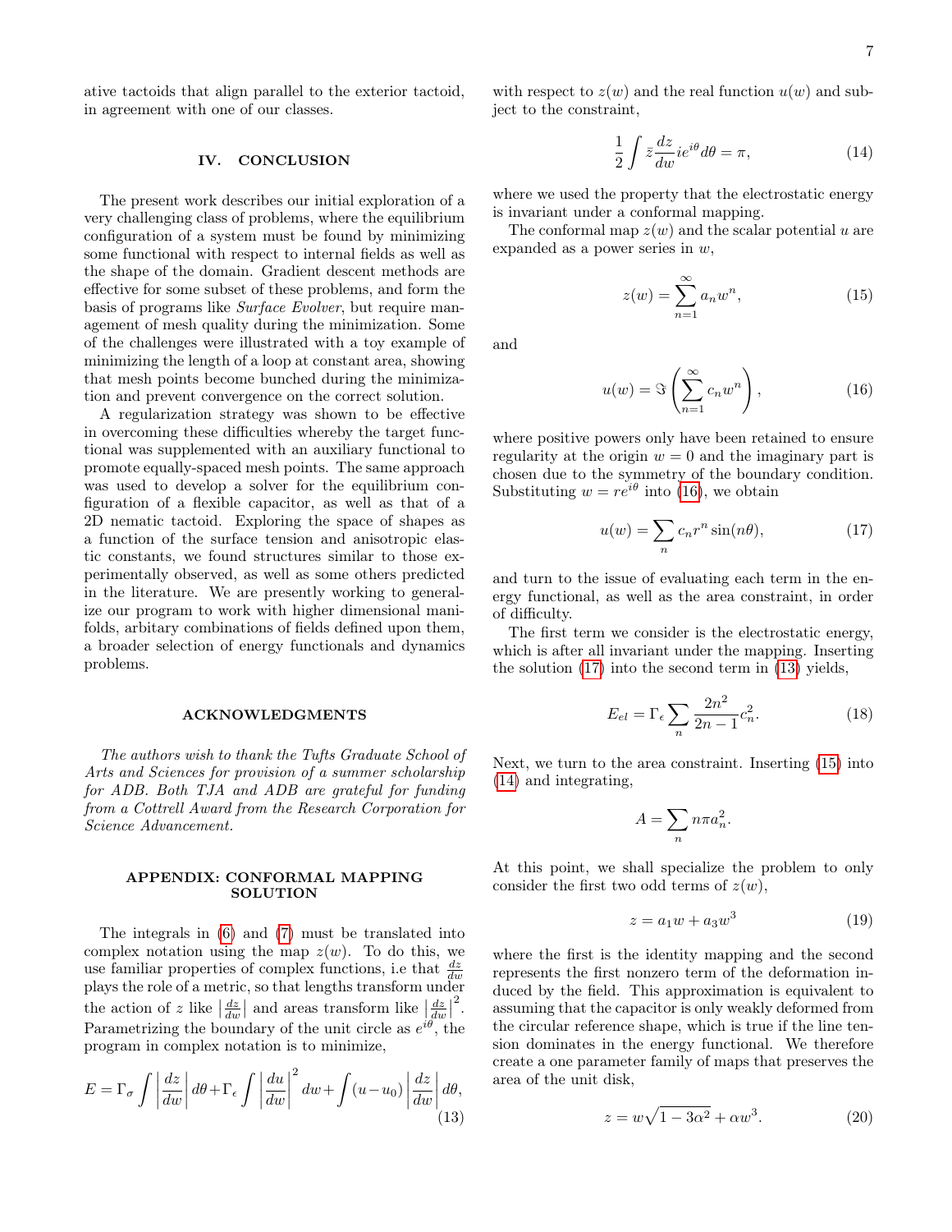ative tactoids that align parallel to the exterior tactoid, in agreement with one of our classes.

## IV. CONCLUSION

The present work describes our initial exploration of a very challenging class of problems, where the equilibrium configuration of a system must be found by minimizing some functional with respect to internal fields as well as the shape of the domain. Gradient descent methods are effective for some subset of these problems, and form the basis of programs like *Surface Evolver*, but require management of mesh quality during the minimization. Some of the challenges were illustrated with a toy example of minimizing the length of a loop at constant area, showing that mesh points become bunched during the minimization and prevent convergence on the correct solution.

A regularization strategy was shown to be effective in overcoming these difficulties whereby the target functional was supplemented with an auxiliary functional to promote equally-spaced mesh points. The same approach was used to develop a solver for the equilibrium configuration of a flexible capacitor, as well as that of a 2D nematic tactoid. Exploring the space of shapes as a function of the surface tension and anisotropic elastic constants, we found structures similar to those experimentally observed, as well as some others predicted in the literature. We are presently working to generalize our program to work with higher dimensional manifolds, arbitary combinations of fields defined upon them, a broader selection of energy functionals and dynamics problems.

## ACKNOWLEDGMENTS

*The authors wish to thank the Tufts Graduate School of Arts and Sciences for provision of a summer scholarship for ADB. Both TJA and ADB are grateful for funding from a Cottrell Award from the Research Corporation for Science Advancement.*

## APPENDIX: CONFORMAL MAPPING SOLUTION

The integrals in (6) and (7) must be translated into complex notation using the map $z(w)$. To do this, we use familiar properties of complex functions, i.e that $\frac{dz}{dw}$ plays the role of a metric, so that lengths transform under the action of $z$ like $\left|\frac{dz}{dw}\right|$ and areas transform like $\left|\frac{dz}{dw}\right|^2$. Parametrizing the boundary of the unit circle as $e^{i\theta}$, the program in complex notation is to minimize,

$$E = \Gamma_\sigma \int \left|\frac{dz}{dw}\right| d\theta + \Gamma_\epsilon \int \left|\frac{du}{dw}\right|^2 dw + \int (u - u_0) \left|\frac{dz}{dw}\right| d\theta, \tag{13}$$

with respect to $z(w)$ and the real function $u(w)$ and subject to the constraint,

$$\frac{1}{2} \int \bar{z} \frac{dz}{dw} i e^{i\theta} d\theta = \pi, \tag{14}$$

where we used the property that the electrostatic energy is invariant under a conformal mapping.

The conformal map $z(w)$ and the scalar potential $u$ are expanded as a power series in $w$,

$$z(w) = \sum_{n=1}^{\infty} a_n w^n, \tag{15}$$

and

$$u(w) = \Im\left(\sum_{n=1}^{\infty} c_n w^n\right), \tag{16}$$

where positive powers only have been retained to ensure regularity at the origin $w = 0$ and the imaginary part is chosen due to the symmetry of the boundary condition. Substituting $w = re^{i\theta}$ into (16), we obtain

$$u(w) = \sum_n c_n r^n \sin(n\theta), \tag{17}$$

and turn to the issue of evaluating each term in the energy functional, as well as the area constraint, in order of difficulty.

The first term we consider is the electrostatic energy, which is after all invariant under the mapping. Inserting the solution (17) into the second term in (13) yields,

$$E_{el} = \Gamma_\epsilon \sum_n \frac{2n^2}{2n-1} c_n^2. \tag{18}$$

Next, we turn to the area constraint. Inserting (15) into (14) and integrating,

$$A = \sum_n n\pi a_n^2.$$

At this point, we shall specialize the problem to only consider the first two odd terms of $z(w)$,

$$z = a_1 w + a_3 w^3 \tag{19}$$

where the first is the identity mapping and the second represents the first nonzero term of the deformation induced by the field. This approximation is equivalent to assuming that the capacitor is only weakly deformed from the circular reference shape, which is true if the line tension dominates in the energy functional. We therefore create a one parameter family of maps that preserves the area of the unit disk,

$$z = w\sqrt{1 - 3\alpha^2} + \alpha w^3. \tag{20}$$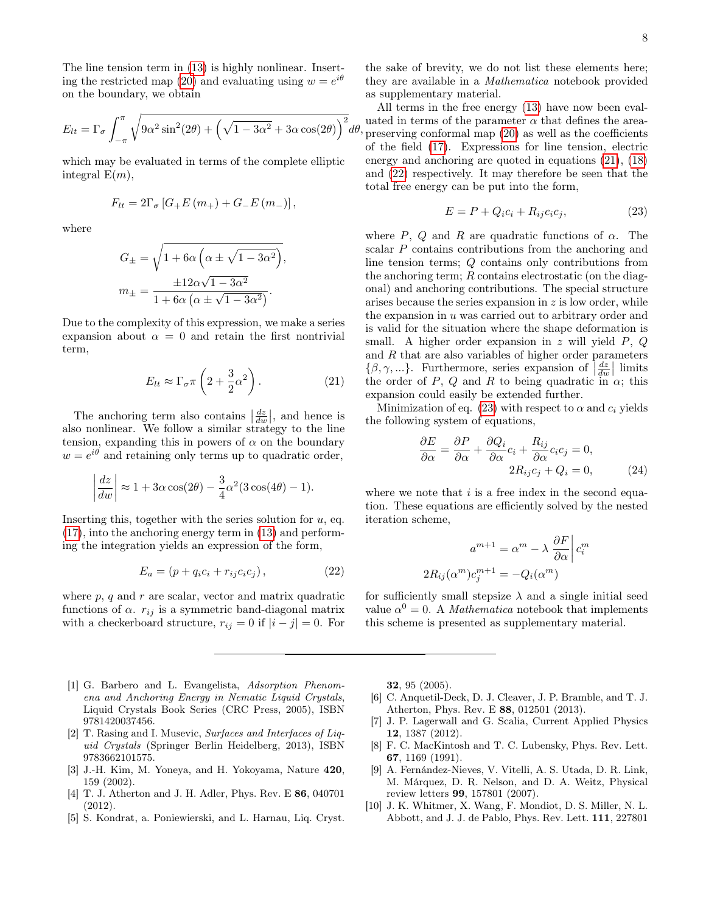The line tension term in (13) is highly nonlinear. Inserting the restricted map (20) and evaluating using $w = e^{i\theta}$ on the boundary, we obtain

$$E_{lt} = \Gamma_\sigma \int_{-\pi}^{\pi} \sqrt{9\alpha^2 \sin^2(2\theta) + \left(\sqrt{1-3\alpha^2} + 3\alpha\cos(2\theta)\right)^2} d\theta,$$

which may be evaluated in terms of the complete elliptic integral $\mathrm{E}(m)$,

$$F_{lt} = 2\Gamma_\sigma \left[ G_+ E(m_+) + G_- E(m_-) \right],$$

where

$$G_\pm = \sqrt{1 + 6\alpha\left(\alpha \pm \sqrt{1-3\alpha^2}\right)},$$
$$m_\pm = \frac{\pm 12\alpha\sqrt{1-3\alpha^2}}{1 + 6\alpha\left(\alpha \pm \sqrt{1-3\alpha^2}\right)}.$$

Due to the complexity of this expression, we make a series expansion about $\alpha = 0$ and retain the first nontrivial term,

$$E_{lt} \approx \Gamma_\sigma \pi \left(2 + \frac{3}{2}\alpha^2\right). \tag{21}$$

The anchoring term also contains $\left|\frac{dz}{dw}\right|$, and hence is also nonlinear. We follow a similar strategy to the line tension, expanding this in powers of $\alpha$ on the boundary $w = e^{i\theta}$ and retaining only terms up to quadratic order,

$$\left|\frac{dz}{dw}\right| \approx 1 + 3\alpha\cos(2\theta) - \frac{3}{4}\alpha^2(3\cos(4\theta) - 1).$$

Inserting this, together with the series solution for $u$, eq. (17), into the anchoring energy term in (13) and performing the integration yields an expression of the form,

$$E_a = (p + q_i c_i + r_{ij} c_i c_j), \tag{22}$$

where $p$, $q$ and $r$ are scalar, vector and matrix quadratic functions of $\alpha$. $r_{ij}$ is a symmetric band-diagonal matrix with a checkerboard structure, $r_{ij} = 0$ if $|i - j| = 0$. For the sake of brevity, we do not list these elements here; they are available in a *Mathematica* notebook provided as supplementary material.

All terms in the free energy (13) have now been evaluated in terms of the parameter $\alpha$ that defines the area-preserving conformal map (20) as well as the coefficients of the field (17). Expressions for line tension, electric energy and anchoring are quoted in equations (21), (18) and (22) respectively. It may therefore be seen that the total free energy can be put into the form,

$$E = P + Q_i c_i + R_{ij} c_i c_j, \tag{23}$$

where $P$, $Q$ and $R$ are quadratic functions of $\alpha$. The scalar $P$ contains contributions from the anchoring and line tension terms; $Q$ contains only contributions from the anchoring term; $R$ contains electrostatic (on the diagonal) and anchoring contributions. The special structure arises because the series expansion in $z$ is low order, while the expansion in $u$ was carried out to arbitrary order and is valid for the situation where the shape deformation is small. A higher order expansion in $z$ will yield $P$, $Q$ and $R$ that are also variables of higher order parameters $\{\beta, \gamma, ...\}$. Furthermore, series expansion of $\left|\frac{dz}{dw}\right|$ limits the order of $P$, $Q$ and $R$ to being quadratic in $\alpha$; this expansion could easily be extended further.

Minimization of eq. (23) with respect to $\alpha$ and $c_i$ yields the following system of equations,

$$\frac{\partial E}{\partial \alpha} = \frac{\partial P}{\partial \alpha} + \frac{\partial Q_i}{\partial \alpha} c_i + \frac{R_{ij}}{\partial \alpha} c_i c_j = 0,$$
$$2R_{ij} c_j + Q_i = 0, \tag{24}$$

where we note that $i$ is a free index in the second equation. These equations are efficiently solved by the nested iteration scheme,

$$a^{m+1} = \alpha^m - \lambda \left.\frac{\partial F}{\partial \alpha}\right| c_i^m$$
$$2R_{ij}(\alpha^m) c_j^{m+1} = -Q_i(\alpha^m)$$

for sufficiently small stepsize $\lambda$ and a single initial seed value $\alpha^0 = 0$. A *Mathematica* notebook that implements this scheme is presented as supplementary material.

---

[1] G. Barbero and L. Evangelista, *Adsorption Phenomena and Anchoring Energy in Nematic Liquid Crystals*, Liquid Crystals Book Series (CRC Press, 2005), ISBN 9781420037456.

[2] T. Rasing and I. Musevic, *Surfaces and Interfaces of Liquid Crystals* (Springer Berlin Heidelberg, 2013), ISBN 9783662101575.

[3] J.-H. Kim, M. Yoneya, and H. Yokoyama, Nature **420**, 159 (2002).

[4] T. J. Atherton and J. H. Adler, Phys. Rev. E **86**, 040701 (2012).

[5] S. Kondrat, a. Poniewierski, and L. Harnau, Liq. Cryst. **32**, 95 (2005).

[6] C. Anquetil-Deck, D. J. Cleaver, J. P. Bramble, and T. J. Atherton, Phys. Rev. E **88**, 012501 (2013).

[7] J. P. Lagerwall and G. Scalia, Current Applied Physics **12**, 1387 (2012).

[8] F. C. MacKintosh and T. C. Lubensky, Phys. Rev. Lett. **67**, 1169 (1991).

[9] A. Fernández-Nieves, V. Vitelli, A. S. Utada, D. R. Link, M. Márquez, D. R. Nelson, and D. A. Weitz, Physical review letters **99**, 157801 (2007).

[10] J. K. Whitmer, X. Wang, F. Mondiot, D. S. Miller, N. L. Abbott, and J. J. de Pablo, Phys. Rev. Lett. **111**, 227801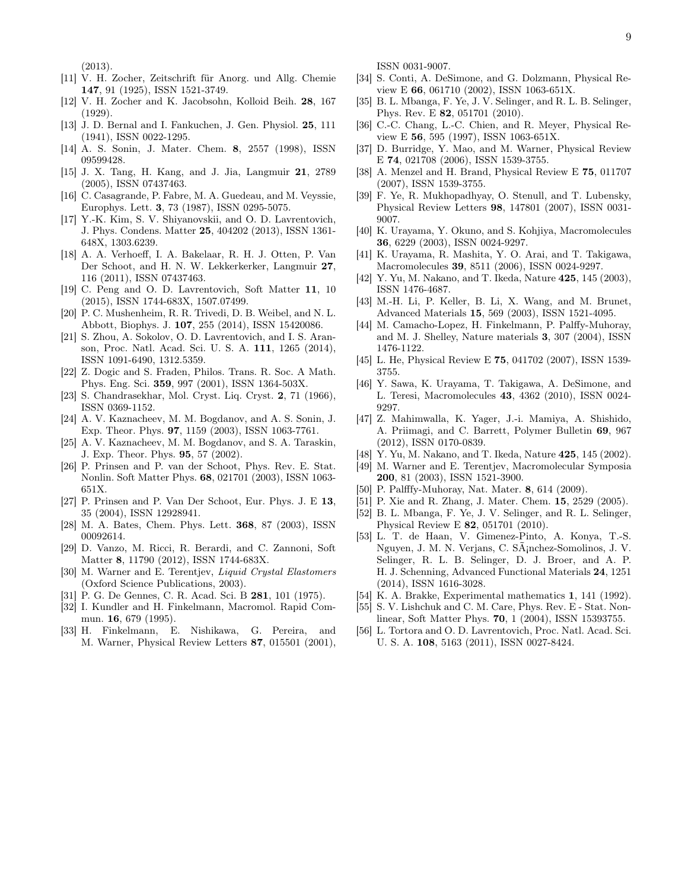(2013).

[11] V. H. Zocher, Zeitschrift für Anorg. und Allg. Chemie **147**, 91 (1925), ISSN 1521-3749.

[12] V. H. Zocher and K. Jacobsohn, Kolloid Beih. **28**, 167 (1929).

[13] J. D. Bernal and I. Fankuchen, J. Gen. Physiol. **25**, 111 (1941), ISSN 0022-1295.

[14] A. S. Sonin, J. Mater. Chem. **8**, 2557 (1998), ISSN 09599428.

[15] J. X. Tang, H. Kang, and J. Jia, Langmuir **21**, 2789 (2005), ISSN 07437463.

[16] C. Casagrande, P. Fabre, M. A. Guedeau, and M. Veyssie, Europhys. Lett. **3**, 73 (1987), ISSN 0295-5075.

[17] Y.-K. Kim, S. V. Shiyanovskii, and O. D. Lavrentovich, J. Phys. Condens. Matter **25**, 404202 (2013), ISSN 1361-648X, 1303.6239.

[18] A. A. Verhoeff, I. A. Bakelaar, R. H. J. Otten, P. Van Der Schoot, and H. N. W. Lekkerkerker, Langmuir **27**, 116 (2011), ISSN 07437463.

[19] C. Peng and O. D. Lavrentovich, Soft Matter **11**, 10 (2015), ISSN 1744-683X, 1507.07499.

[20] P. C. Mushenheim, R. R. Trivedi, D. B. Weibel, and N. L. Abbott, Biophys. J. **107**, 255 (2014), ISSN 15420086.

[21] S. Zhou, A. Sokolov, O. D. Lavrentovich, and I. S. Aranson, Proc. Natl. Acad. Sci. U. S. A. **111**, 1265 (2014), ISSN 1091-6490, 1312.5359.

[22] Z. Dogic and S. Fraden, Philos. Trans. R. Soc. A Math. Phys. Eng. Sci. **359**, 997 (2001), ISSN 1364-503X.

[23] S. Chandrasekhar, Mol. Cryst. Liq. Cryst. **2**, 71 (1966), ISSN 0369-1152.

[24] A. V. Kaznacheev, M. M. Bogdanov, and A. S. Sonin, J. Exp. Theor. Phys. **97**, 1159 (2003), ISSN 1063-7761.

[25] A. V. Kaznacheev, M. M. Bogdanov, and S. A. Taraskin, J. Exp. Theor. Phys. **95**, 57 (2002).

[26] P. Prinsen and P. van der Schoot, Phys. Rev. E. Stat. Nonlin. Soft Matter Phys. **68**, 021701 (2003), ISSN 1063-651X.

[27] P. Prinsen and P. Van Der Schoot, Eur. Phys. J. E **13**, 35 (2004), ISSN 12928941.

[28] M. A. Bates, Chem. Phys. Lett. **368**, 87 (2003), ISSN 00092614.

[29] D. Vanzo, M. Ricci, R. Berardi, and C. Zannoni, Soft Matter **8**, 11790 (2012), ISSN 1744-683X.

[30] M. Warner and E. Terentjev, *Liquid Crystal Elastomers* (Oxford Science Publications, 2003).

[31] P. G. De Gennes, C. R. Acad. Sci. B **281**, 101 (1975).

[32] I. Kundler and H. Finkelmann, Macromol. Rapid Commun. **16**, 679 (1995).

[33] H. Finkelmann, E. Nishikawa, G. Pereira, and M. Warner, Physical Review Letters **87**, 015501 (2001), ISSN 0031-9007.

[34] S. Conti, A. DeSimone, and G. Dolzmann, Physical Review E **66**, 061710 (2002), ISSN 1063-651X.

[35] B. L. Mbanga, F. Ye, J. V. Selinger, and R. L. B. Selinger, Phys. Rev. E **82**, 051701 (2010).

[36] C.-C. Chang, L.-C. Chien, and R. Meyer, Physical Review E **56**, 595 (1997), ISSN 1063-651X.

[37] D. Burridge, Y. Mao, and M. Warner, Physical Review E **74**, 021708 (2006), ISSN 1539-3755.

[38] A. Menzel and H. Brand, Physical Review E **75**, 011707 (2007), ISSN 1539-3755.

[39] F. Ye, R. Mukhopadhyay, O. Stenull, and T. Lubensky, Physical Review Letters **98**, 147801 (2007), ISSN 0031-9007.

[40] K. Urayama, Y. Okuno, and S. Kohjiya, Macromolecules **36**, 6229 (2003), ISSN 0024-9297.

[41] K. Urayama, R. Mashita, Y. O. Arai, and T. Takigawa, Macromolecules **39**, 8511 (2006), ISSN 0024-9297.

[42] Y. Yu, M. Nakano, and T. Ikeda, Nature **425**, 145 (2003), ISSN 1476-4687.

[43] M.-H. Li, P. Keller, B. Li, X. Wang, and M. Brunet, Advanced Materials **15**, 569 (2003), ISSN 1521-4095.

[44] M. Camacho-Lopez, H. Finkelmann, P. Palffy-Muhoray, and M. J. Shelley, Nature materials **3**, 307 (2004), ISSN 1476-1122.

[45] L. He, Physical Review E **75**, 041702 (2007), ISSN 1539-3755.

[46] Y. Sawa, K. Urayama, T. Takigawa, A. DeSimone, and L. Teresi, Macromolecules **43**, 4362 (2010), ISSN 0024-9297.

[47] Z. Mahimwalla, K. Yager, J.-i. Mamiya, A. Shishido, A. Priimagi, and C. Barrett, Polymer Bulletin **69**, 967 (2012), ISSN 0170-0839.

[48] Y. Yu, M. Nakano, and T. Ikeda, Nature **425**, 145 (2002).

[49] M. Warner and E. Terentjev, Macromolecular Symposia **200**, 81 (2003), ISSN 1521-3900.

[50] P. Palfffy-Muhoray, Nat. Mater. **8**, 614 (2009).

[51] P. Xie and R. Zhang, J. Mater. Chem. **15**, 2529 (2005).

[52] B. L. Mbanga, F. Ye, J. V. Selinger, and R. L. Selinger, Physical Review E **82**, 051701 (2010).

[53] L. T. de Haan, V. Gimenez-Pinto, A. Konya, T.-S. Nguyen, J. M. N. Verjans, C. SÃ¡nchez-Somolinos, J. V. Selinger, R. L. B. Selinger, D. J. Broer, and A. P. H. J. Schenning, Advanced Functional Materials **24**, 1251 (2014), ISSN 1616-3028.

[54] K. A. Brakke, Experimental mathematics **1**, 141 (1992).

[55] S. V. Lishchuk and C. M. Care, Phys. Rev. E - Stat. Nonlinear, Soft Matter Phys. **70**, 1 (2004), ISSN 15393755.

[56] L. Tortora and O. D. Lavrentovich, Proc. Natl. Acad. Sci. U. S. A. **108**, 5163 (2011), ISSN 0027-8424.